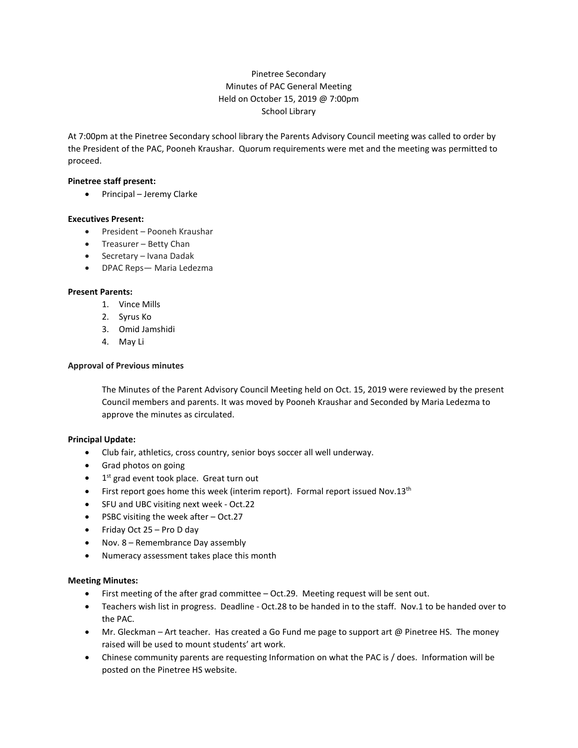Pinetree Secondary
Minutes of PAC General Meeting
Held on October 15, 2019 @ 7:00pm
School Library

At 7:00pm at the Pinetree Secondary school library the Parents Advisory Council meeting was called to order by the President of the PAC, Pooneh Kraushar. Quorum requirements were met and the meeting was permitted to proceed.

**Pinetree staff present:**

- Principal – Jeremy Clarke

**Executives Present:**

- President – Pooneh Kraushar
- Treasurer – Betty Chan
- Secretary – Ivana Dadak
- DPAC Reps— Maria Ledezma

**Present Parents:**

1. Vince Mills
2. Syrus Ko
3. Omid Jamshidi
4. May Li

**Approval of Previous minutes**

The Minutes of the Parent Advisory Council Meeting held on Oct. 15, 2019 were reviewed by the present Council members and parents. It was moved by Pooneh Kraushar and Seconded by Maria Ledezma to approve the minutes as circulated.

**Principal Update:**

- Club fair, athletics, cross country, senior boys soccer all well underway.
- Grad photos on going
- 1st grad event took place. Great turn out
- First report goes home this week (interim report). Formal report issued Nov.13th
- SFU and UBC visiting next week - Oct.22
- PSBC visiting the week after – Oct.27
- Friday Oct 25 – Pro D day
- Nov. 8 – Remembrance Day assembly
- Numeracy assessment takes place this month

**Meeting Minutes:**

- First meeting of the after grad committee – Oct.29. Meeting request will be sent out.
- Teachers wish list in progress. Deadline - Oct.28 to be handed in to the staff. Nov.1 to be handed over to the PAC.
- Mr. Gleckman – Art teacher. Has created a Go Fund me page to support art @ Pinetree HS. The money raised will be used to mount students' art work.
- Chinese community parents are requesting Information on what the PAC is / does. Information will be posted on the Pinetree HS website.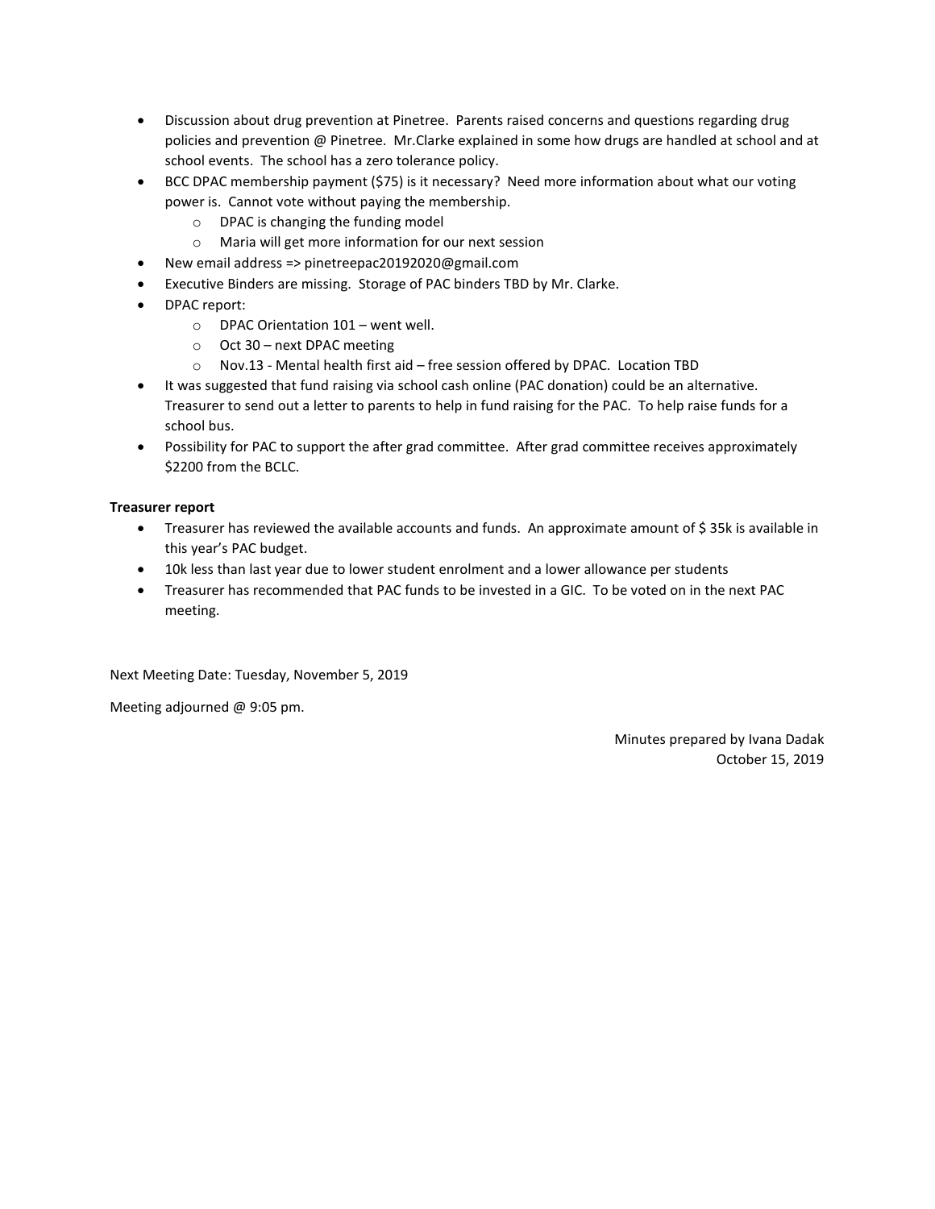- Discussion about drug prevention at Pinetree. Parents raised concerns and questions regarding drug policies and prevention @ Pinetree. Mr.Clarke explained in some how drugs are handled at school and at school events. The school has a zero tolerance policy.
- BCC DPAC membership payment ($75) is it necessary? Need more information about what our voting power is. Cannot vote without paying the membership.
  - DPAC is changing the funding model
  - Maria will get more information for our next session
- New email address => pinetreepac20192020@gmail.com
- Executive Binders are missing. Storage of PAC binders TBD by Mr. Clarke.
- DPAC report:
  - DPAC Orientation 101 – went well.
  - Oct 30 – next DPAC meeting
  - Nov.13 - Mental health first aid – free session offered by DPAC. Location TBD
- It was suggested that fund raising via school cash online (PAC donation) could be an alternative. Treasurer to send out a letter to parents to help in fund raising for the PAC. To help raise funds for a school bus.
- Possibility for PAC to support the after grad committee. After grad committee receives approximately $2200 from the BCLC.

**Treasurer report**

- Treasurer has reviewed the available accounts and funds. An approximate amount of $ 35k is available in this year's PAC budget.
- 10k less than last year due to lower student enrolment and a lower allowance per students
- Treasurer has recommended that PAC funds to be invested in a GIC. To be voted on in the next PAC meeting.

Next Meeting Date: Tuesday, November 5, 2019

Meeting adjourned @ 9:05 pm.

Minutes prepared by Ivana Dadak
October 15, 2019